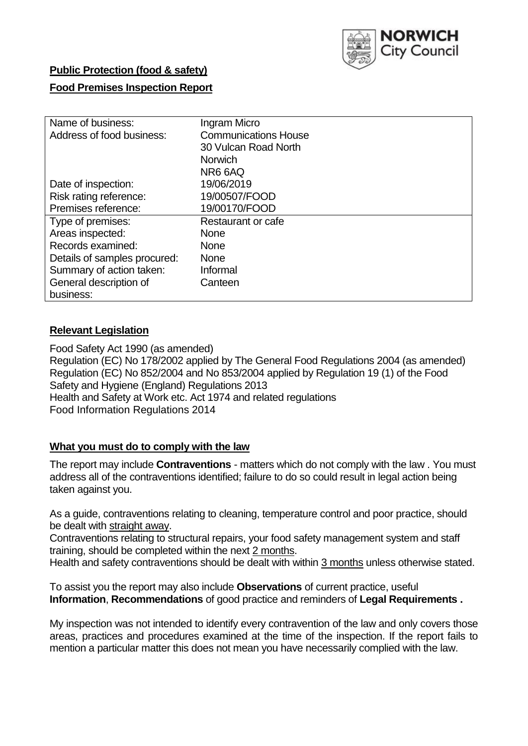**Public Protection (food & safety)**

**Food Premises Inspection Report**

| Name of business: | Ingram Micro |
|---|---|
| Address of food business: | Communications House<br>30 Vulcan Road North<br>Norwich<br>NR6 6AQ |
| Date of inspection: | 19/06/2019 |
| Risk rating reference: | 19/00507/FOOD |
| Premises reference: | 19/00170/FOOD |
| Type of premises: | Restaurant or cafe |
| Areas inspected: | None |
| Records examined: | None |
| Details of samples procured: | None |
| Summary of action taken: | Informal |
| General description of business: | Canteen |

## Relevant Legislation

Food Safety Act 1990 (as amended)
Regulation (EC) No 178/2002 applied by The General Food Regulations 2004 (as amended)
Regulation (EC) No 852/2004 and No 853/2004 applied by Regulation 19 (1) of the Food Safety and Hygiene (England) Regulations 2013
Health and Safety at Work etc. Act 1974 and related regulations
Food Information Regulations 2014

## What you must do to comply with the law

The report may include **Contraventions** - matters which do not comply with the law . You must address all of the contraventions identified; failure to do so could result in legal action being taken against you.

As a guide, contraventions relating to cleaning, temperature control and poor practice, should be dealt with straight away.

Contraventions relating to structural repairs, your food safety management system and staff training, should be completed within the next 2 months.

Health and safety contraventions should be dealt with within 3 months unless otherwise stated.

To assist you the report may also include **Observations** of current practice, useful **Information**, **Recommendations** of good practice and reminders of **Legal Requirements .**

My inspection was not intended to identify every contravention of the law and only covers those areas, practices and procedures examined at the time of the inspection. If the report fails to mention a particular matter this does not mean you have necessarily complied with the law.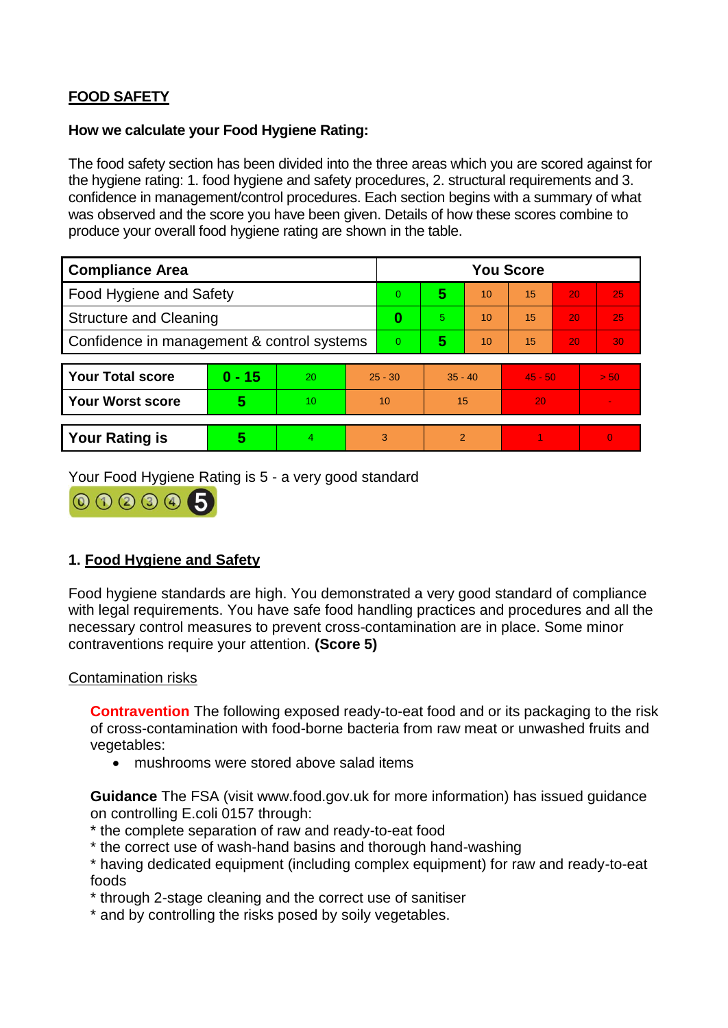## FOOD SAFETY

**How we calculate your Food Hygiene Rating:**

The food safety section has been divided into the three areas which you are scored against for the hygiene rating: 1. food hygiene and safety procedures, 2. structural requirements and 3. confidence in management/control procedures. Each section begins with a summary of what was observed and the score you have been given. Details of how these scores combine to produce your overall food hygiene rating are shown in the table.

| Compliance Area | You Score | | | | | |
|---|---|---|---|---|---|---|
| Food Hygiene and Safety | 0 | **5** | 10 | 15 | 20 | 25 |
| Structure and Cleaning | **0** | 5 | 10 | 15 | 20 | 25 |
| Confidence in management & control systems | 0 | **5** | 10 | 15 | 20 | 30 |

| | | | | | | |
|---|---|---|---|---|---|---|
| **Your Total score** | **0 - 15** | 20 | 25 - 30 | 35 - 40 | 45 - 50 | > 50 |
| **Your Worst score** | **5** | 10 | 10 | 15 | 20 | - |

| | | | | | | |
|---|---|---|---|---|---|---|
| **Your Rating is** | **5** | 4 | 3 | 2 | 1 | 0 |

Your Food Hygiene Rating is 5 - a very good standard

## 1. Food Hygiene and Safety

Food hygiene standards are high. You demonstrated a very good standard of compliance with legal requirements. You have safe food handling practices and procedures and all the necessary control measures to prevent cross-contamination are in place. Some minor contraventions require your attention. **(Score 5)**

Contamination risks

**Contravention** The following exposed ready-to-eat food and or its packaging to the risk of cross-contamination with food-borne bacteria from raw meat or unwashed fruits and vegetables:

- mushrooms were stored above salad items

**Guidance** The FSA (visit www.food.gov.uk for more information) has issued guidance on controlling E.coli 0157 through:
* the complete separation of raw and ready-to-eat food
* the correct use of wash-hand basins and thorough hand-washing
* having dedicated equipment (including complex equipment) for raw and ready-to-eat foods
* through 2-stage cleaning and the correct use of sanitiser
* and by controlling the risks posed by soily vegetables.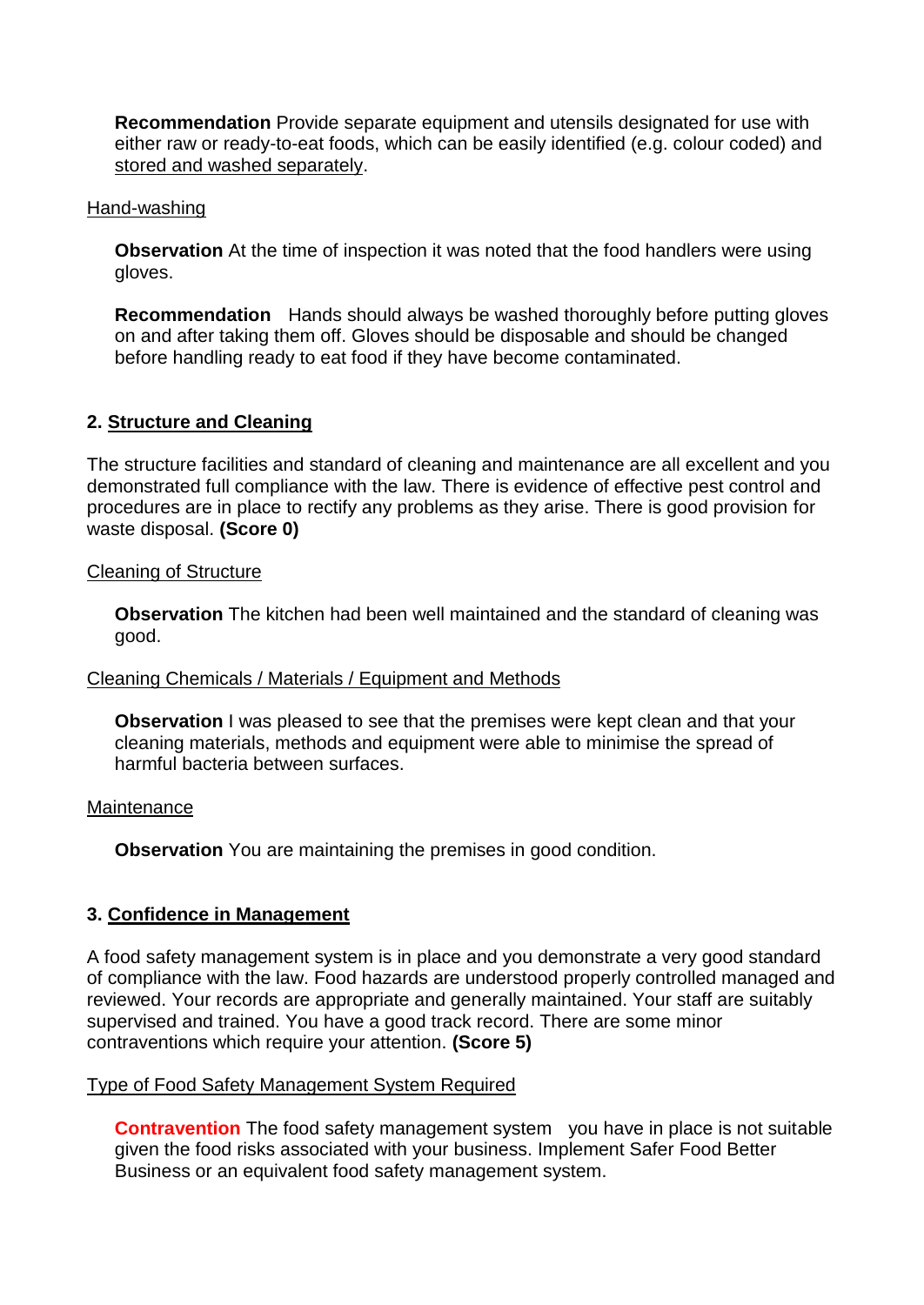**Recommendation** Provide separate equipment and utensils designated for use with either raw or ready-to-eat foods, which can be easily identified (e.g. colour coded) and stored and washed separately.

Hand-washing

**Observation** At the time of inspection it was noted that the food handlers were using gloves.

**Recommendation** Hands should always be washed thoroughly before putting gloves on and after taking them off. Gloves should be disposable and should be changed before handling ready to eat food if they have become contaminated.

## 2. Structure and Cleaning

The structure facilities and standard of cleaning and maintenance are all excellent and you demonstrated full compliance with the law. There is evidence of effective pest control and procedures are in place to rectify any problems as they arise. There is good provision for waste disposal. **(Score 0)**

Cleaning of Structure

**Observation** The kitchen had been well maintained and the standard of cleaning was good.

Cleaning Chemicals / Materials / Equipment and Methods

**Observation** I was pleased to see that the premises were kept clean and that your cleaning materials, methods and equipment were able to minimise the spread of harmful bacteria between surfaces.

Maintenance

**Observation** You are maintaining the premises in good condition.

## 3. Confidence in Management

A food safety management system is in place and you demonstrate a very good standard of compliance with the law. Food hazards are understood properly controlled managed and reviewed. Your records are appropriate and generally maintained. Your staff are suitably supervised and trained. You have a good track record. There are some minor contraventions which require your attention. **(Score 5)**

Type of Food Safety Management System Required

**Contravention** The food safety management system you have in place is not suitable given the food risks associated with your business. Implement Safer Food Better Business or an equivalent food safety management system.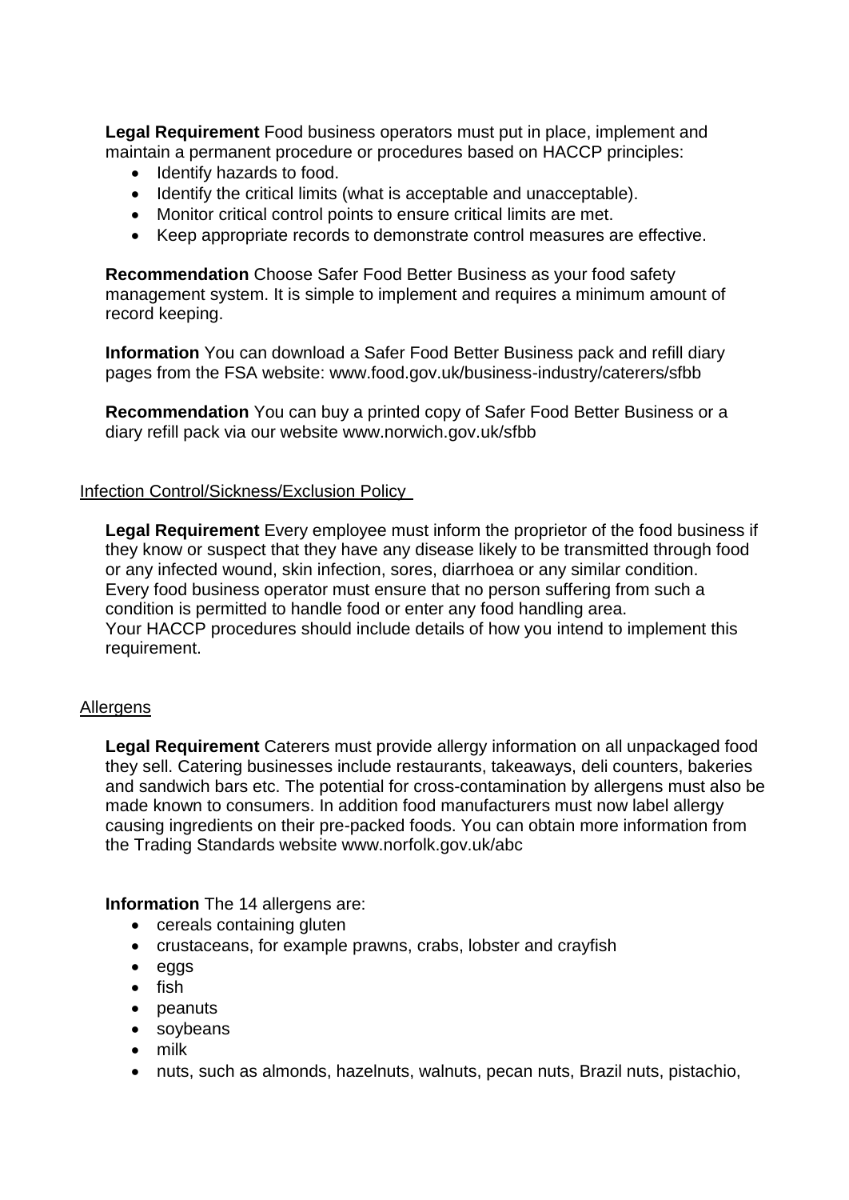**Legal Requirement** Food business operators must put in place, implement and maintain a permanent procedure or procedures based on HACCP principles:

- Identify hazards to food.
- Identify the critical limits (what is acceptable and unacceptable).
- Monitor critical control points to ensure critical limits are met.
- Keep appropriate records to demonstrate control measures are effective.

**Recommendation** Choose Safer Food Better Business as your food safety management system. It is simple to implement and requires a minimum amount of record keeping.

**Information** You can download a Safer Food Better Business pack and refill diary pages from the FSA website: www.food.gov.uk/business-industry/caterers/sfbb

**Recommendation** You can buy a printed copy of Safer Food Better Business or a diary refill pack via our website www.norwich.gov.uk/sfbb

## Infection Control/Sickness/Exclusion Policy

**Legal Requirement** Every employee must inform the proprietor of the food business if they know or suspect that they have any disease likely to be transmitted through food or any infected wound, skin infection, sores, diarrhoea or any similar condition. Every food business operator must ensure that no person suffering from such a condition is permitted to handle food or enter any food handling area. Your HACCP procedures should include details of how you intend to implement this requirement.

## Allergens

**Legal Requirement** Caterers must provide allergy information on all unpackaged food they sell. Catering businesses include restaurants, takeaways, deli counters, bakeries and sandwich bars etc. The potential for cross-contamination by allergens must also be made known to consumers. In addition food manufacturers must now label allergy causing ingredients on their pre-packed foods. You can obtain more information from the Trading Standards website www.norfolk.gov.uk/abc

**Information** The 14 allergens are:

- cereals containing gluten
- crustaceans, for example prawns, crabs, lobster and crayfish
- eggs
- fish
- peanuts
- soybeans
- milk
- nuts, such as almonds, hazelnuts, walnuts, pecan nuts, Brazil nuts, pistachio,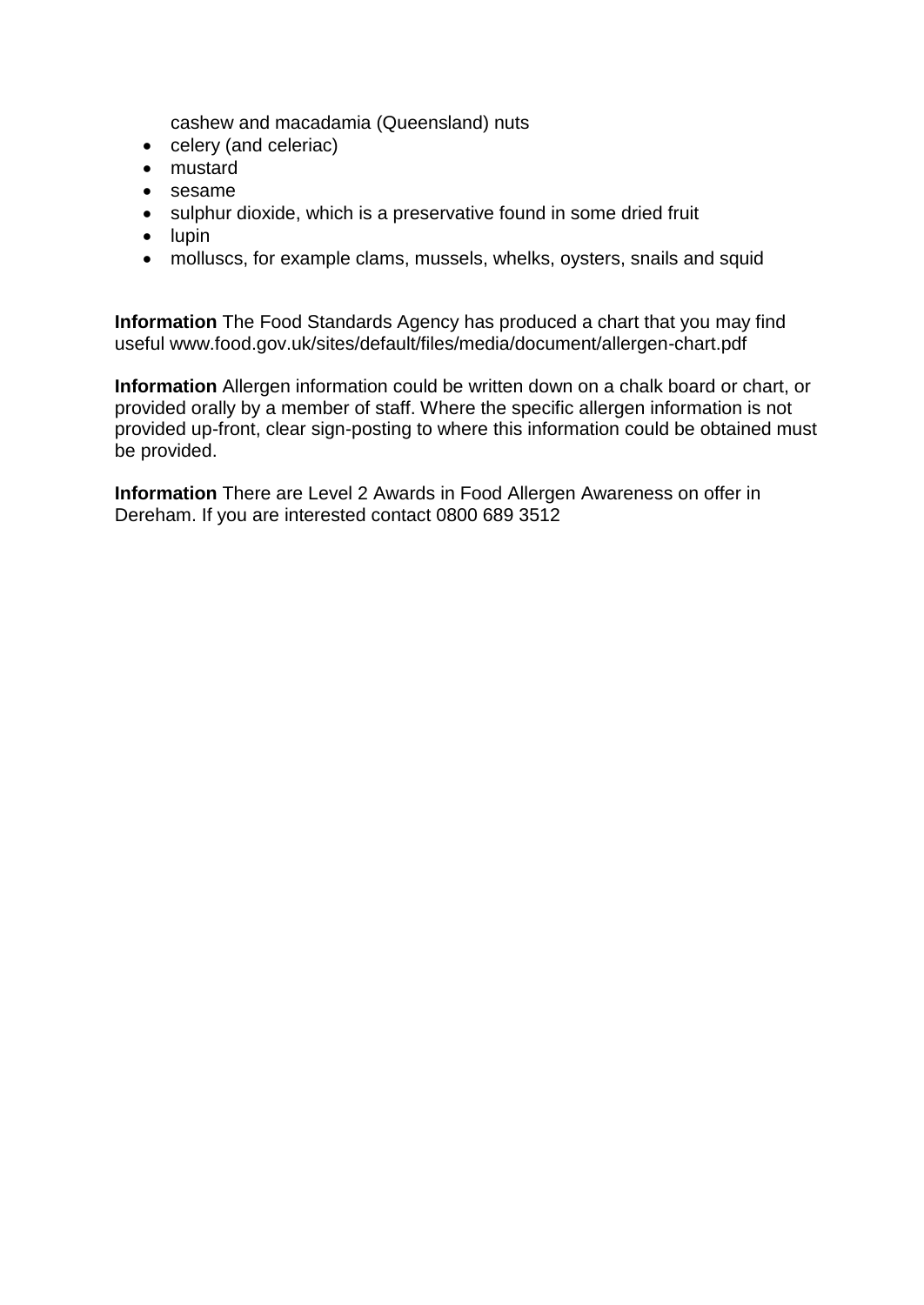cashew and macadamia (Queensland) nuts

- celery (and celeriac)
- mustard
- sesame
- sulphur dioxide, which is a preservative found in some dried fruit
- lupin
- molluscs, for example clams, mussels, whelks, oysters, snails and squid

**Information** The Food Standards Agency has produced a chart that you may find useful www.food.gov.uk/sites/default/files/media/document/allergen-chart.pdf

**Information** Allergen information could be written down on a chalk board or chart, or provided orally by a member of staff. Where the specific allergen information is not provided up-front, clear sign-posting to where this information could be obtained must be provided.

**Information** There are Level 2 Awards in Food Allergen Awareness on offer in Dereham. If you are interested contact 0800 689 3512